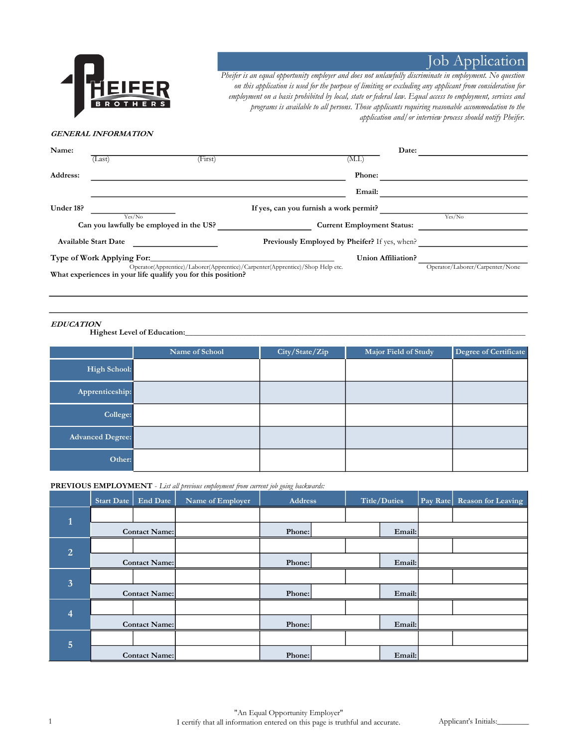PHEIFER BROTHERS

# Job Application

*Pheifer is an equal opportunity employer and does not unlawfully discriminate in employment. No question on this application is used for the purpose of limiting or excluding any applicant from consideration for employment on a basis prohibited by local, state or federal law. Equal access to employment, services and programs is available to all persons. Those applicants requiring reasonable accommodation to the application and/or interview process should notify Pheifer.*

## *GENERAL INFORMATION*

**Name:** ______________________________ **Date:** ____________
(Last) (First) (M.I.)

**Address:** ______________________________ **Phone:** ____________

______________________________ **Email:** ____________

**Under 18?** ____________ **If yes, can you furnish a work permit?** ____________
Yes/No Yes/No

**Can you lawfully be employed in the US?** ____________ **Current Employment Status:** ____________

**Available Start Date** ____________ **Previously Employed by Pheifer?** If yes, when? ____________

**Type of Work Applying For:** ______________________________ **Union Affiliation?** ____________
Operator(Apprentice)/Laborer(Apprentice)/Carpenter(Apprentice)/Shop Help etc. Operator/Laborer/Carpenter/None

**What experiences in your life qualify you for this position?**

______________________________________________________________

______________________________________________________________

## *EDUCATION*

**Highest Level of Education:** ______________________________

| | Name of School | City/State/Zip | Major Field of Study | Degree of Certificate |
|---|---|---|---|---|
| High School: | | | | |
| Apprenticeship: | | | | |
| College: | | | | |
| Advanced Degree: | | | | |
| Other: | | | | |

**PREVIOUS EMPLOYMENT** - *List all previous employment from current job going backwards:*

| | Start Date | End Date | Name of Employer | Address | Title/Duties | Pay Rate | Reason for Leaving |
|---|---|---|---|---|---|---|---|
| 1 | | | | | | | |
| | Contact Name: | | Phone: | | Email: | | |
| 2 | | | | | | | |
| | Contact Name: | | Phone: | | Email: | | |
| 3 | | | | | | | |
| | Contact Name: | | Phone: | | Email: | | |
| 4 | | | | | | | |
| | Contact Name: | | Phone: | | Email: | | |
| 5 | | | | | | | |
| | Contact Name: | | Phone: | | Email: | | |

"An Equal Opportunity Employer"
I certify that all information entered on this page is truthful and accurate.

Applicant's Initials:________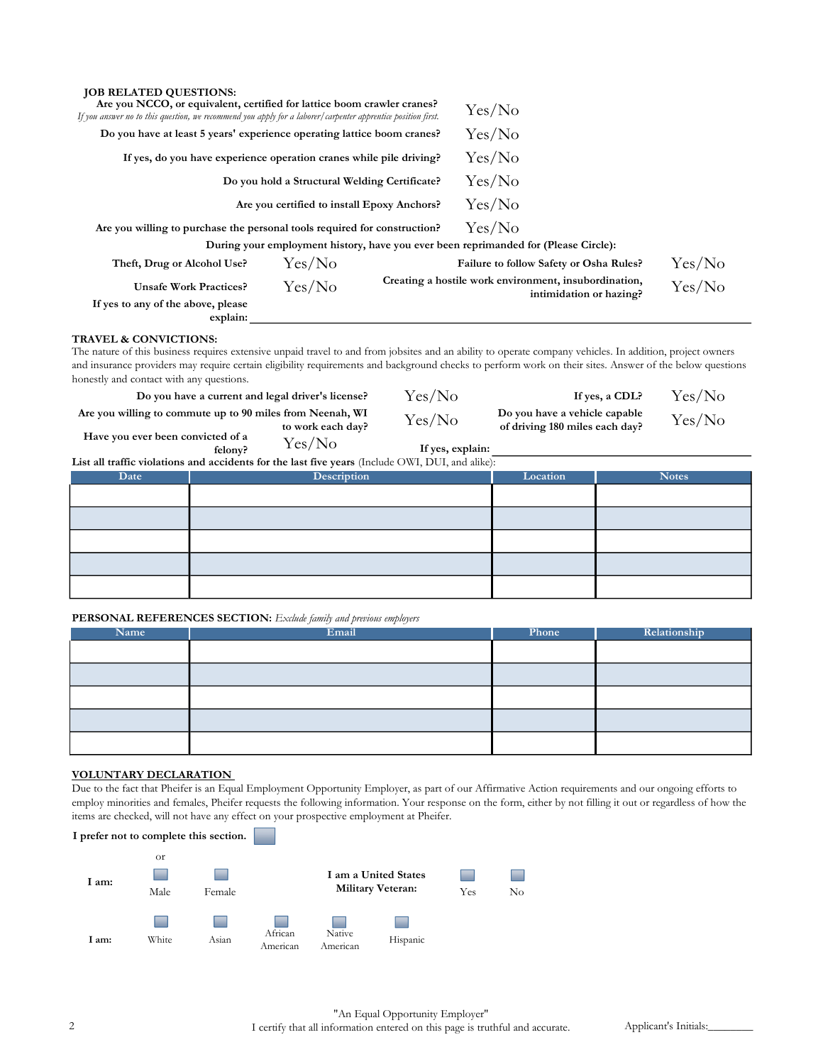**JOB RELATED QUESTIONS:**

**Are you NCCO, or equivalent, certified for lattice boom crawler cranes?** Yes/No

*If you answer no to this question, we recommend you apply for a laborer/carpenter apprentice position first.*

**Do you have at least 5 years' experience operating lattice boom cranes?** Yes/No

**If yes, do you have experience operation cranes while pile driving?** Yes/No

**Do you hold a Structural Welding Certificate?** Yes/No

**Are you certified to install Epoxy Anchors?** Yes/No

**Are you willing to purchase the personal tools required for construction?** Yes/No

**During your employment history, have you ever been reprimanded for (Please Circle):**

**Theft, Drug or Alcohol Use?** Yes/No **Failure to follow Safety or Osha Rules?** Yes/No

**Unsafe Work Practices?** Yes/No **Creating a hostile work environment, insubordination, intimidation or hazing?** Yes/No

**If yes to any of the above, please explain:** ____________________

**TRAVEL & CONVICTIONS:**

The nature of this business requires extensive unpaid travel to and from jobsites and an ability to operate company vehicles. In addition, project owners and insurance providers may require certain eligibility requirements and background checks to perform work on their sites. Answer of the below questions honestly and contact with any questions.

**Do you have a current and legal driver's license?** Yes/No **If yes, a CDL?** Yes/No

**Are you willing to commute up to 90 miles from Neenah, WI to work each day?** Yes/No **Do you have a vehicle capable of driving 180 miles each day?** Yes/No

**Have you ever been convicted of a felony?** Yes/No **If yes, explain:** ____________________

**List all traffic violations and accidents for the last five years** (Include OWI, DUI, and alike):

| Date | Description | Location | Notes |
|---|---|---|---|
| | | | |
| | | | |
| | | | |
| | | | |
| | | | |

**PERSONAL REFERENCES SECTION:** *Exclude family and previous employers*

| Name | Email | Phone | Relationship |
|---|---|---|---|
| | | | |
| | | | |
| | | | |
| | | | |
| | | | |

**VOLUNTARY DECLARATION**

Due to the fact that Pheifer is an Equal Employment Opportunity Employer, as part of our Affirmative Action requirements and our ongoing efforts to employ minorities and females, Pheifer requests the following information. Your response on the form, either by not filling it out or regardless of how the items are checked, will not have any effect on your prospective employment at Pheifer.

**I prefer not to complete this section.** ☐

or

**I am:** ☐ Male ☐ Female

**I am a United States Military Veteran:** ☐ Yes ☐ No

**I am:** ☐ White ☐ Asian ☐ African American ☐ Native American ☐ Hispanic

"An Equal Opportunity Employer"

I certify that all information entered on this page is truthful and accurate.

Applicant's Initials:________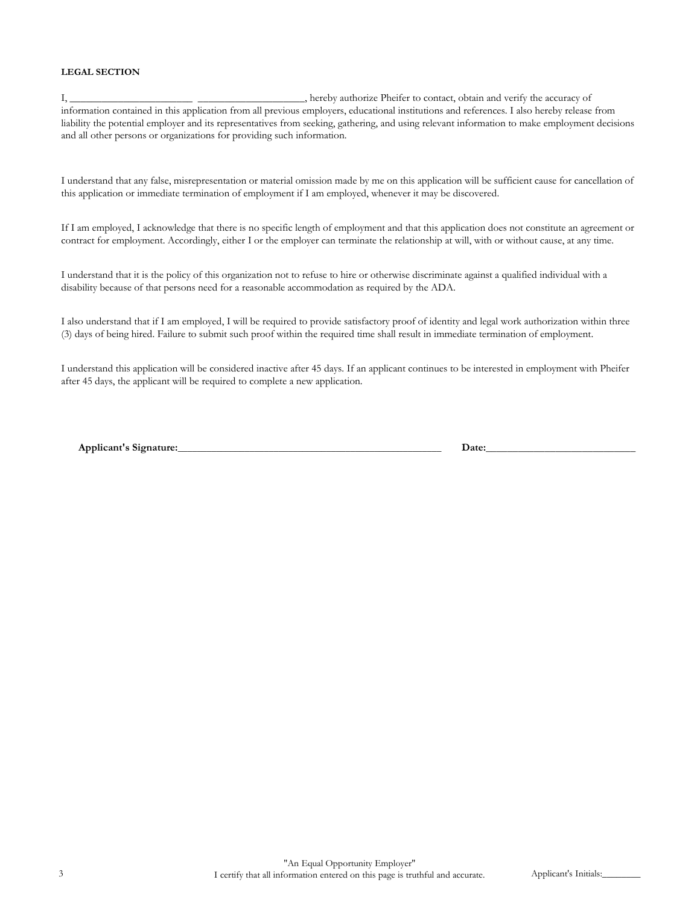**LEGAL SECTION**

I, _______________________ ____________________, hereby authorize Pheifer to contact, obtain and verify the accuracy of information contained in this application from all previous employers, educational institutions and references. I also hereby release from liability the potential employer and its representatives from seeking, gathering, and using relevant information to make employment decisions and all other persons or organizations for providing such information.

I understand that any false, misrepresentation or material omission made by me on this application will be sufficient cause for cancellation of this application or immediate termination of employment if I am employed, whenever it may be discovered.

If I am employed, I acknowledge that there is no specific length of employment and that this application does not constitute an agreement or contract for employment. Accordingly, either I or the employer can terminate the relationship at will, with or without cause, at any time.

I understand that it is the policy of this organization not to refuse to hire or otherwise discriminate against a qualified individual with a disability because of that persons need for a reasonable accommodation as required by the ADA.

I also understand that if I am employed, I will be required to provide satisfactory proof of identity and legal work authorization within three (3) days of being hired. Failure to submit such proof within the required time shall result in immediate termination of employment.

I understand this application will be considered inactive after 45 days. If an applicant continues to be interested in employment with Pheifer after 45 days, the applicant will be required to complete a new application.

**Applicant's Signature:**_____________________________________________ **Date:**___________________________

"An Equal Opportunity Employer"

I certify that all information entered on this page is truthful and accurate.

Applicant's Initials:________